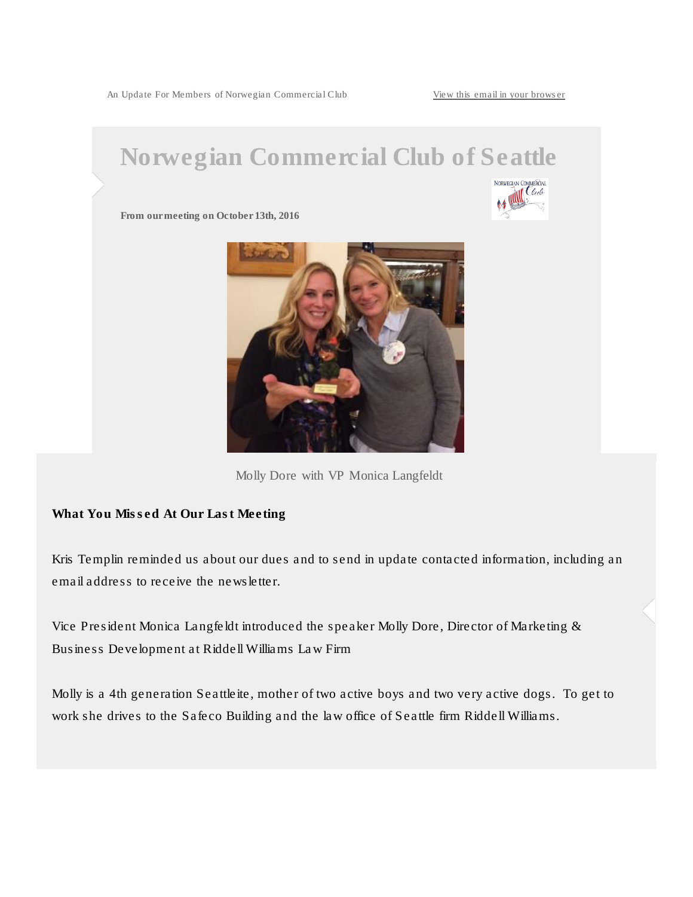An Update For Members of Norwegian Commercial Club

View this email in your browser

# Norwegian Commercial Club of Seattle

**From our meeting on October 13th, 2016**

Molly Dore with VP Monica Langfeldt

**What You Missed At Our Last Meeting**

Kris Templin reminded us about our dues and to send in update contacted information, including an email address to receive the newsletter.

Vice President Monica Langfeldt introduced the speaker Molly Dore, Director of Marketing & Business Development at Riddell Williams Law Firm

Molly is a 4th generation Seattleite, mother of two active boys and two very active dogs. To get to work she drives to the Safeco Building and the law office of Seattle firm Riddell Williams.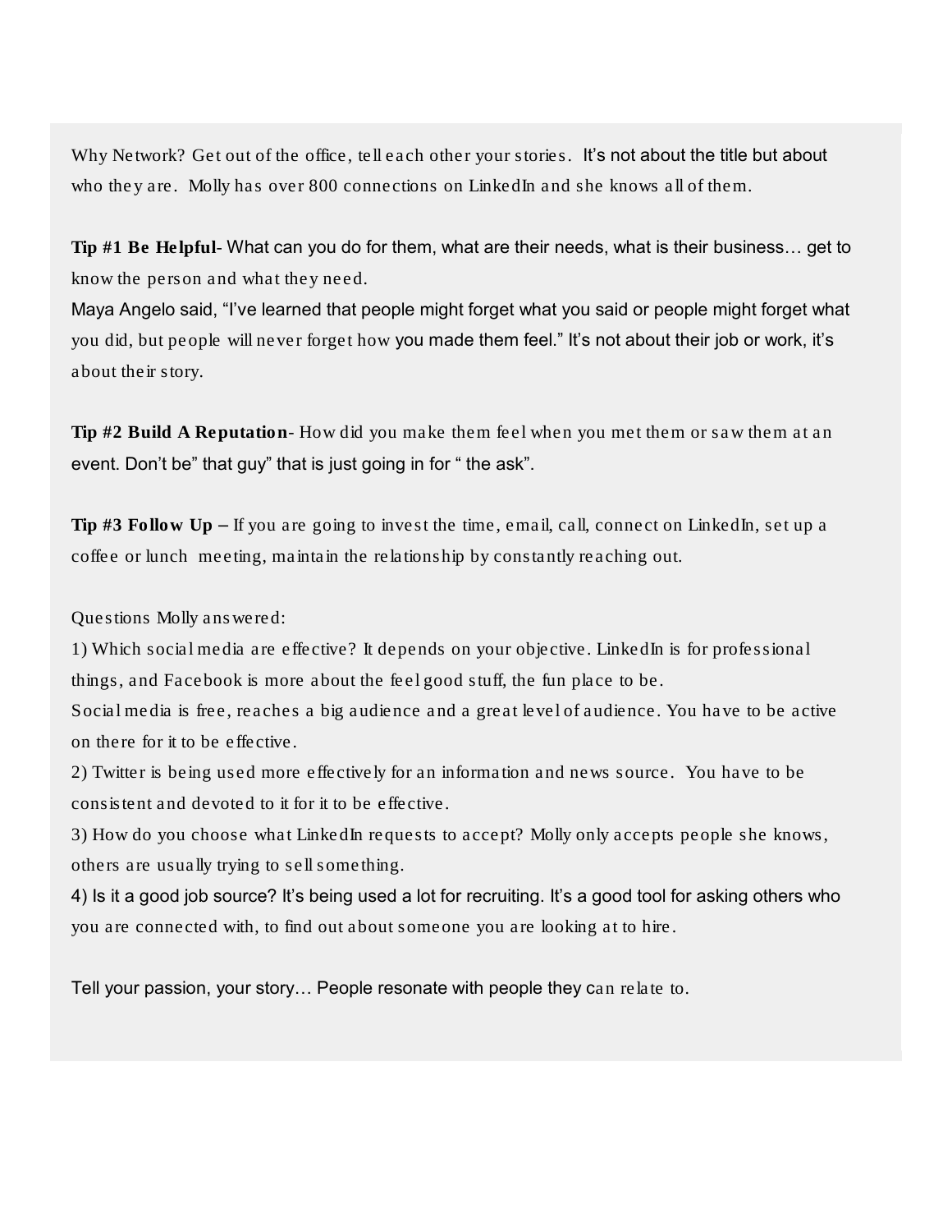Why Network? Get out of the office, tell each other your stories. It's not about the title but about who they are. Molly has over 800 connections on LinkedIn and she knows all of them.

**Tip #1 Be Helpful**- What can you do for them, what are their needs, what is their business… get to know the person and what they need.
Maya Angelo said, "I've learned that people might forget what you said or people might forget what you did, but people will never forget how you made them feel." It's not about their job or work, it's about their story.

**Tip #2 Build A Reputation**- How did you make them feel when you met them or saw them at an event. Don't be" that guy" that is just going in for " the ask".

**Tip #3 Follow Up** – If you are going to invest the time, email, call, connect on LinkedIn, set up a coffee or lunch meeting, maintain the relationship by constantly reaching out.

Questions Molly answered:
1) Which social media are effective? It depends on your objective. LinkedIn is for professional things, and Facebook is more about the feel good stuff, the fun place to be.
Social media is free, reaches a big audience and a great level of audience. You have to be active on there for it to be effective.
2) Twitter is being used more effectively for an information and news source. You have to be consistent and devoted to it for it to be effective.
3) How do you choose what LinkedIn requests to accept? Molly only accepts people she knows, others are usually trying to sell something.
4) Is it a good job source? It's being used a lot for recruiting. It's a good tool for asking others who you are connected with, to find out about someone you are looking at to hire.

Tell your passion, your story… People resonate with people they can relate to.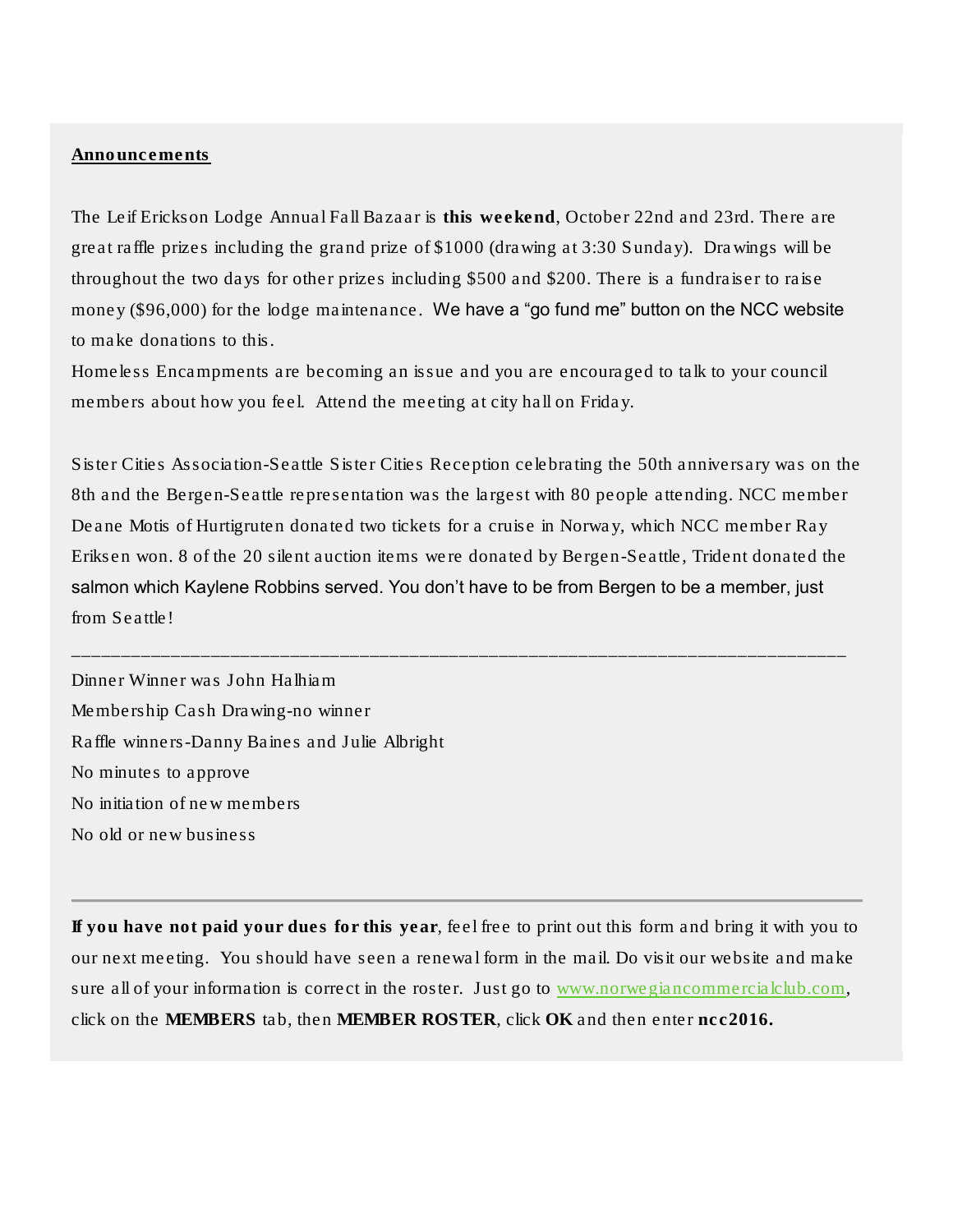**Announcements**

The Leif Erickson Lodge Annual Fall Bazaar is **this weekend**, October 22nd and 23rd. There are great raffle prizes including the grand prize of $1000 (drawing at 3:30 Sunday). Drawings will be throughout the two days for other prizes including $500 and $200. There is a fundraiser to raise money ($96,000) for the lodge maintenance. We have a "go fund me" button on the NCC website to make donations to this.

Homeless Encampments are becoming an issue and you are encouraged to talk to your council members about how you feel. Attend the meeting at city hall on Friday.

Sister Cities Association-Seattle Sister Cities Reception celebrating the 50th anniversary was on the 8th and the Bergen-Seattle representation was the largest with 80 people attending. NCC member Deane Motis of Hurtigruten donated two tickets for a cruise in Norway, which NCC member Ray Eriksen won. 8 of the 20 silent auction items were donated by Bergen-Seattle, Trident donated the salmon which Kaylene Robbins served. You don't have to be from Bergen to be a member, just from Seattle!

---

Dinner Winner was John Halhiam

Membership Cash Drawing-no winner

Raffle winners-Danny Baines and Julie Albright

No minutes to approve

No initiation of new members

No old or new business

---

**If you have not paid your dues for this year**, feel free to print out this form and bring it with you to our next meeting. You should have seen a renewal form in the mail. Do visit our website and make sure all of your information is correct in the roster. Just go to www.norwegiancommercialclub.com, click on the **MEMBERS** tab, then **MEMBER ROSTER**, click **OK** and then enter **ncc2016.**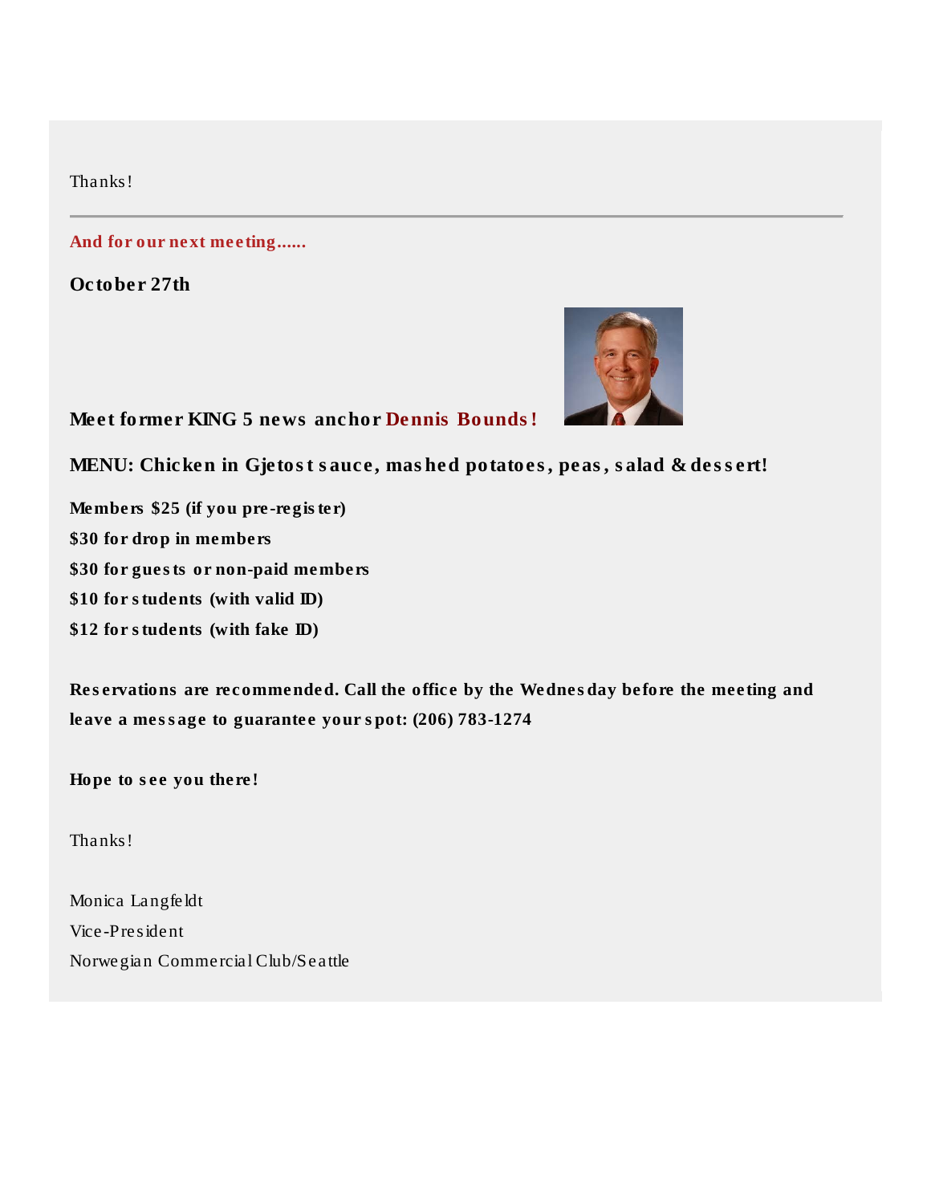Thanks!

---

**And for our next meeting......**

**October 27th**

**Meet former KING 5 news anchor Dennis Bounds!**

**MENU: Chicken in Gjetost sauce, mashed potatoes, peas, salad & dessert!**

**Members $25 (if you pre-register)**

**$30 for drop in members**

**$30 for guests or non-paid members**

**$10 for students (with valid ID)**

**$12 for students (with fake ID)**

**Reservations are recommended. Call the office by the Wednesday before the meeting and leave a message to guarantee your spot: (206) 783-1274**

**Hope to see you there!**

Thanks!

Monica Langfeldt
Vice-President
Norwegian Commercial Club/Seattle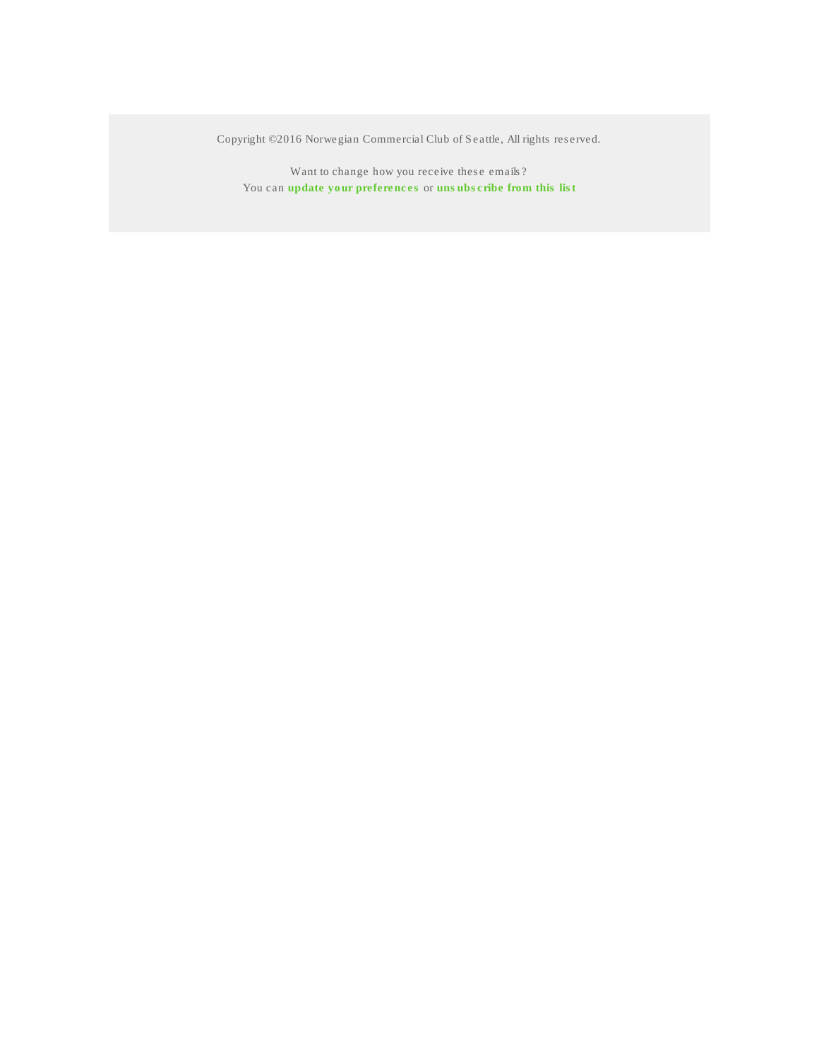Copyright ©2016 Norwegian Commercial Club of Seattle, All rights reserved.

Want to change how you receive these emails?
You can **update your preferences** or **unsubscribe from this list**